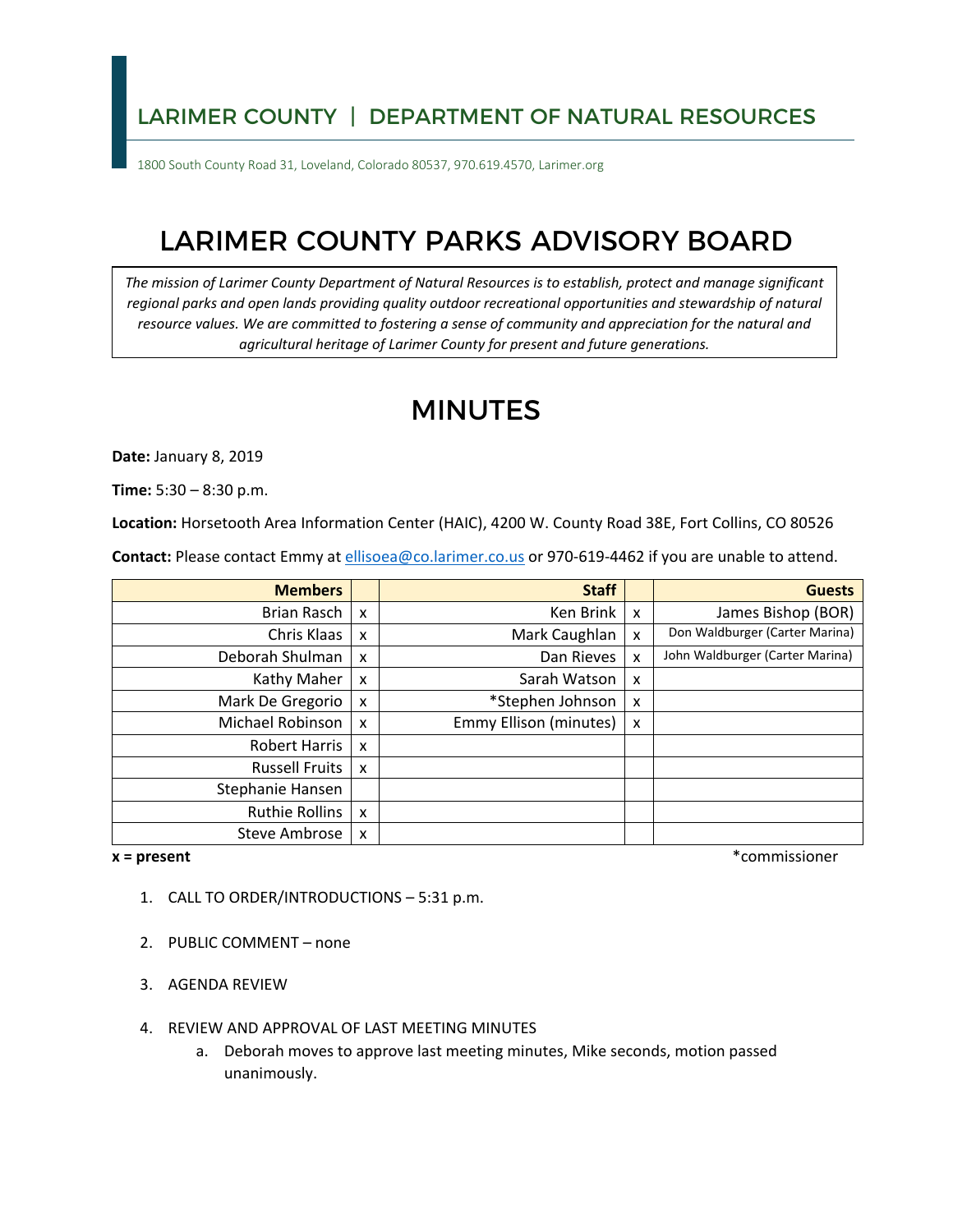LARIMER COUNTY | DEPARTMENT OF NATURAL RESOURCES

1800 South County Road 31, Loveland, Colorado 80537, 970.619.4570, Larimer.org

# LARIMER COUNTY PARKS ADVISORY BOARD

*The mission of Larimer County Department of Natural Resources is to establish, protect and manage significant regional parks and open lands providing quality outdoor recreational opportunities and stewardship of natural resource values. We are committed to fostering a sense of community and appreciation for the natural and agricultural heritage of Larimer County for present and future generations.*

# MINUTES

**Date:** January 8, 2019

**Time:** 5:30 – 8:30 p.m.

**Location:** Horsetooth Area Information Center (HAIC), 4200 W. County Road 38E, Fort Collins, CO 80526

**Contact:** Please contact Emmy at ellisoea@co.larimer.co.us or 970-619-4462 if you are unable to attend.

| Members | | Staff | | Guests |
|---|---|---|---|---|
| Brian Rasch | x | Ken Brink | x | James Bishop (BOR) |
| Chris Klaas | x | Mark Caughlan | x | Don Waldburger (Carter Marina) |
| Deborah Shulman | x | Dan Rieves | x | John Waldburger (Carter Marina) |
| Kathy Maher | x | Sarah Watson | x | |
| Mark De Gregorio | x | *Stephen Johnson | x | |
| Michael Robinson | x | Emmy Ellison (minutes) | x | |
| Robert Harris | x | | | |
| Russell Fruits | x | | | |
| Stephanie Hansen | | | | |
| Ruthie Rollins | x | | | |
| Steve Ambrose | x | | | |

**x = present** *commissioner

1. CALL TO ORDER/INTRODUCTIONS – 5:31 p.m.
2. PUBLIC COMMENT – none
3. AGENDA REVIEW
4. REVIEW AND APPROVAL OF LAST MEETING MINUTES
   a. Deborah moves to approve last meeting minutes, Mike seconds, motion passed unanimously.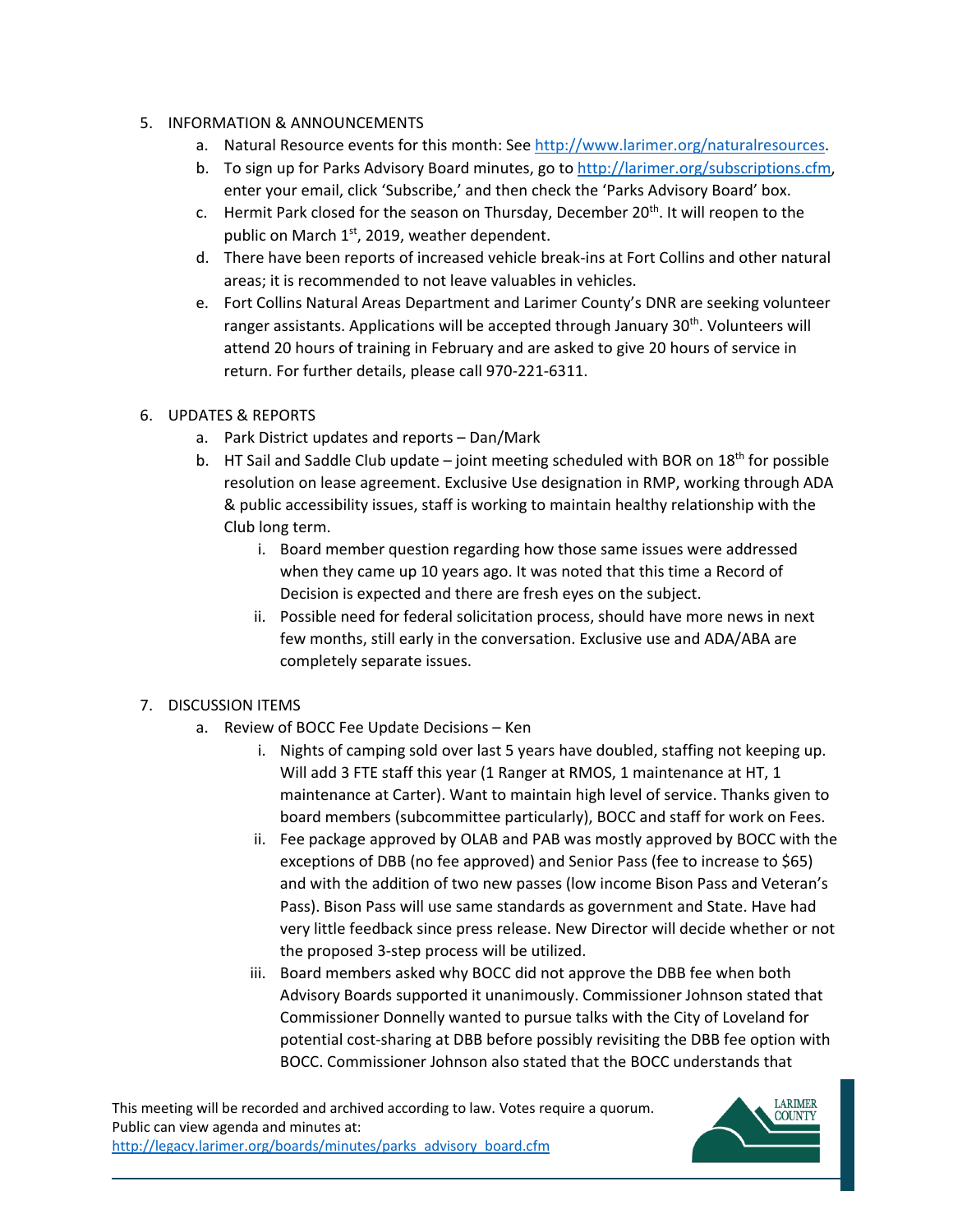5. INFORMATION & ANNOUNCEMENTS
   a. Natural Resource events for this month: See http://www.larimer.org/naturalresources.
   b. To sign up for Parks Advisory Board minutes, go to http://larimer.org/subscriptions.cfm, enter your email, click 'Subscribe,' and then check the 'Parks Advisory Board' box.
   c. Hermit Park closed for the season on Thursday, December 20th. It will reopen to the public on March 1st, 2019, weather dependent.
   d. There have been reports of increased vehicle break-ins at Fort Collins and other natural areas; it is recommended to not leave valuables in vehicles.
   e. Fort Collins Natural Areas Department and Larimer County's DNR are seeking volunteer ranger assistants. Applications will be accepted through January 30th. Volunteers will attend 20 hours of training in February and are asked to give 20 hours of service in return. For further details, please call 970-221-6311.

6. UPDATES & REPORTS
   a. Park District updates and reports – Dan/Mark
   b. HT Sail and Saddle Club update – joint meeting scheduled with BOR on 18th for possible resolution on lease agreement. Exclusive Use designation in RMP, working through ADA & public accessibility issues, staff is working to maintain healthy relationship with the Club long term.
      i. Board member question regarding how those same issues were addressed when they came up 10 years ago. It was noted that this time a Record of Decision is expected and there are fresh eyes on the subject.
      ii. Possible need for federal solicitation process, should have more news in next few months, still early in the conversation. Exclusive use and ADA/ABA are completely separate issues.

7. DISCUSSION ITEMS
   a. Review of BOCC Fee Update Decisions – Ken
      i. Nights of camping sold over last 5 years have doubled, staffing not keeping up. Will add 3 FTE staff this year (1 Ranger at RMOS, 1 maintenance at HT, 1 maintenance at Carter). Want to maintain high level of service. Thanks given to board members (subcommittee particularly), BOCC and staff for work on Fees.
      ii. Fee package approved by OLAB and PAB was mostly approved by BOCC with the exceptions of DBB (no fee approved) and Senior Pass (fee to increase to $65) and with the addition of two new passes (low income Bison Pass and Veteran's Pass). Bison Pass will use same standards as government and State. Have had very little feedback since press release. New Director will decide whether or not the proposed 3-step process will be utilized.
      iii. Board members asked why BOCC did not approve the DBB fee when both Advisory Boards supported it unanimously. Commissioner Johnson stated that Commissioner Donnelly wanted to pursue talks with the City of Loveland for potential cost-sharing at DBB before possibly revisiting the DBB fee option with BOCC. Commissioner Johnson also stated that the BOCC understands that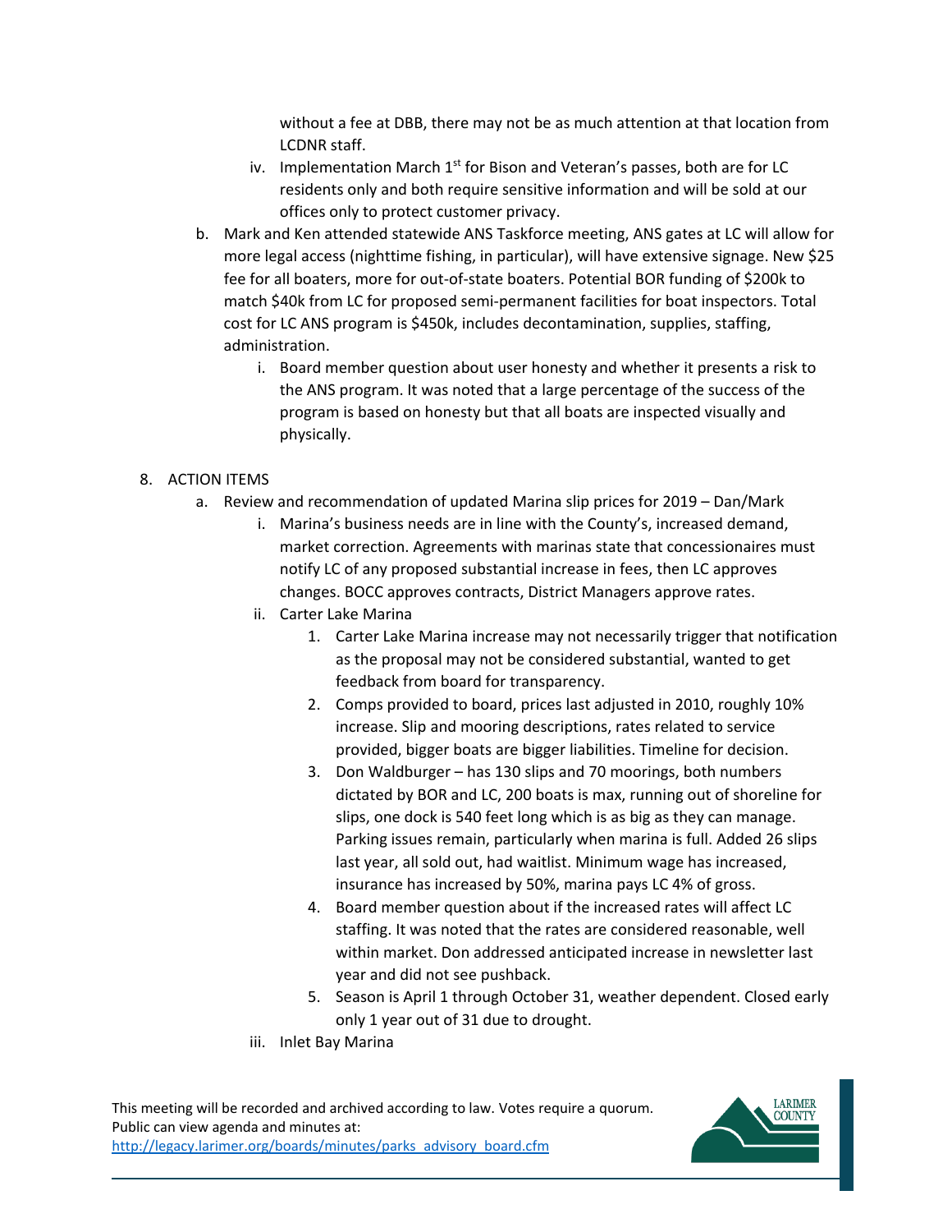without a fee at DBB, there may not be as much attention at that location from LCDNR staff.

iv. Implementation March 1st for Bison and Veteran's passes, both are for LC residents only and both require sensitive information and will be sold at our offices only to protect customer privacy.

b. Mark and Ken attended statewide ANS Taskforce meeting, ANS gates at LC will allow for more legal access (nighttime fishing, in particular), will have extensive signage. New $25 fee for all boaters, more for out-of-state boaters. Potential BOR funding of $200k to match $40k from LC for proposed semi-permanent facilities for boat inspectors. Total cost for LC ANS program is $450k, includes decontamination, supplies, staffing, administration.

   i. Board member question about user honesty and whether it presents a risk to the ANS program. It was noted that a large percentage of the success of the program is based on honesty but that all boats are inspected visually and physically.

8. ACTION ITEMS

   a. Review and recommendation of updated Marina slip prices for 2019 – Dan/Mark

      i. Marina's business needs are in line with the County's, increased demand, market correction. Agreements with marinas state that concessionaires must notify LC of any proposed substantial increase in fees, then LC approves changes. BOCC approves contracts, District Managers approve rates.

      ii. Carter Lake Marina

         1. Carter Lake Marina increase may not necessarily trigger that notification as the proposal may not be considered substantial, wanted to get feedback from board for transparency.
         2. Comps provided to board, prices last adjusted in 2010, roughly 10% increase. Slip and mooring descriptions, rates related to service provided, bigger boats are bigger liabilities. Timeline for decision.
         3. Don Waldburger – has 130 slips and 70 moorings, both numbers dictated by BOR and LC, 200 boats is max, running out of shoreline for slips, one dock is 540 feet long which is as big as they can manage. Parking issues remain, particularly when marina is full. Added 26 slips last year, all sold out, had waitlist. Minimum wage has increased, insurance has increased by 50%, marina pays LC 4% of gross.
         4. Board member question about if the increased rates will affect LC staffing. It was noted that the rates are considered reasonable, well within market. Don addressed anticipated increase in newsletter last year and did not see pushback.
         5. Season is April 1 through October 31, weather dependent. Closed early only 1 year out of 31 due to drought.

      iii. Inlet Bay Marina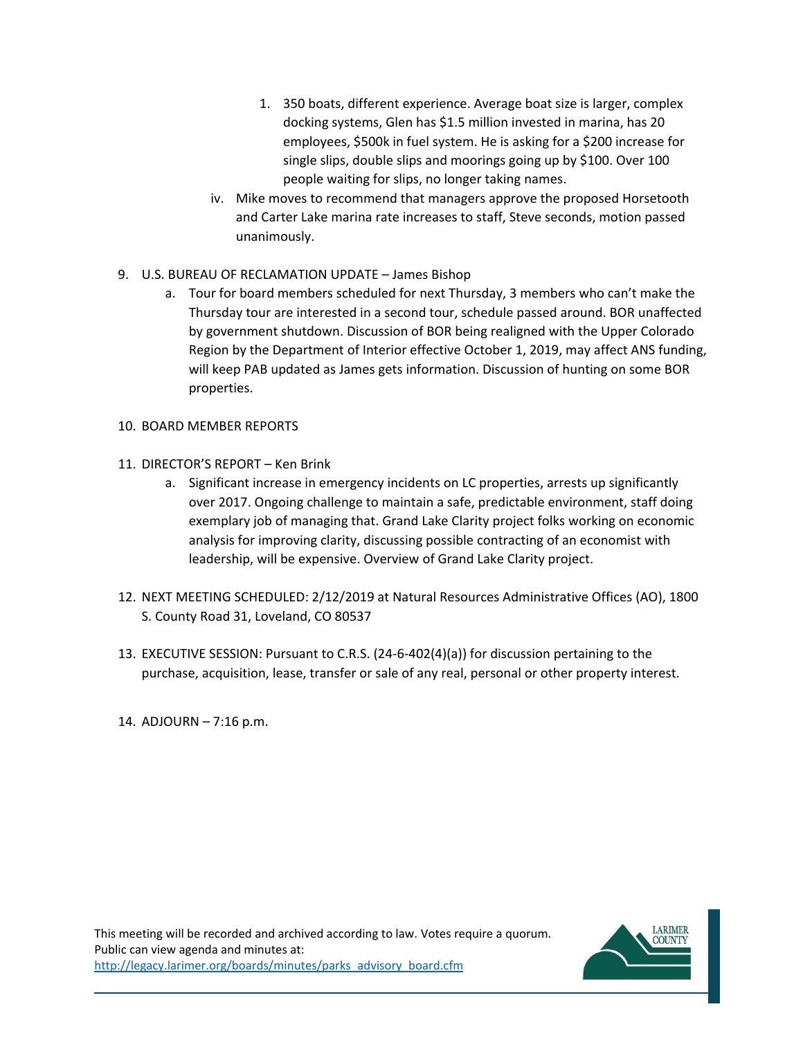1. 350 boats, different experience. Average boat size is larger, complex docking systems, Glen has $1.5 million invested in marina, has 20 employees, $500k in fuel system. He is asking for a $200 increase for single slips, double slips and moorings going up by $100. Over 100 people waiting for slips, no longer taking names.

iv. Mike moves to recommend that managers approve the proposed Horsetooth and Carter Lake marina rate increases to staff, Steve seconds, motion passed unanimously.

9. U.S. BUREAU OF RECLAMATION UPDATE – James Bishop
   a. Tour for board members scheduled for next Thursday, 3 members who can't make the Thursday tour are interested in a second tour, schedule passed around. BOR unaffected by government shutdown. Discussion of BOR being realigned with the Upper Colorado Region by the Department of Interior effective October 1, 2019, may affect ANS funding, will keep PAB updated as James gets information. Discussion of hunting on some BOR properties.

10. BOARD MEMBER REPORTS

11. DIRECTOR'S REPORT – Ken Brink
    a. Significant increase in emergency incidents on LC properties, arrests up significantly over 2017. Ongoing challenge to maintain a safe, predictable environment, staff doing exemplary job of managing that. Grand Lake Clarity project folks working on economic analysis for improving clarity, discussing possible contracting of an economist with leadership, will be expensive. Overview of Grand Lake Clarity project.

12. NEXT MEETING SCHEDULED: 2/12/2019 at Natural Resources Administrative Offices (AO), 1800 S. County Road 31, Loveland, CO 80537

13. EXECUTIVE SESSION: Pursuant to C.R.S. (24-6-402(4)(a)) for discussion pertaining to the purchase, acquisition, lease, transfer or sale of any real, personal or other property interest.

14. ADJOURN – 7:16 p.m.

This meeting will be recorded and archived according to law. Votes require a quorum. Public can view agenda and minutes at: [http://legacy.larimer.org/boards/minutes/parks_advisory_board.cfm](http://legacy.larimer.org/boards/minutes/parks_advisory_board.cfm)